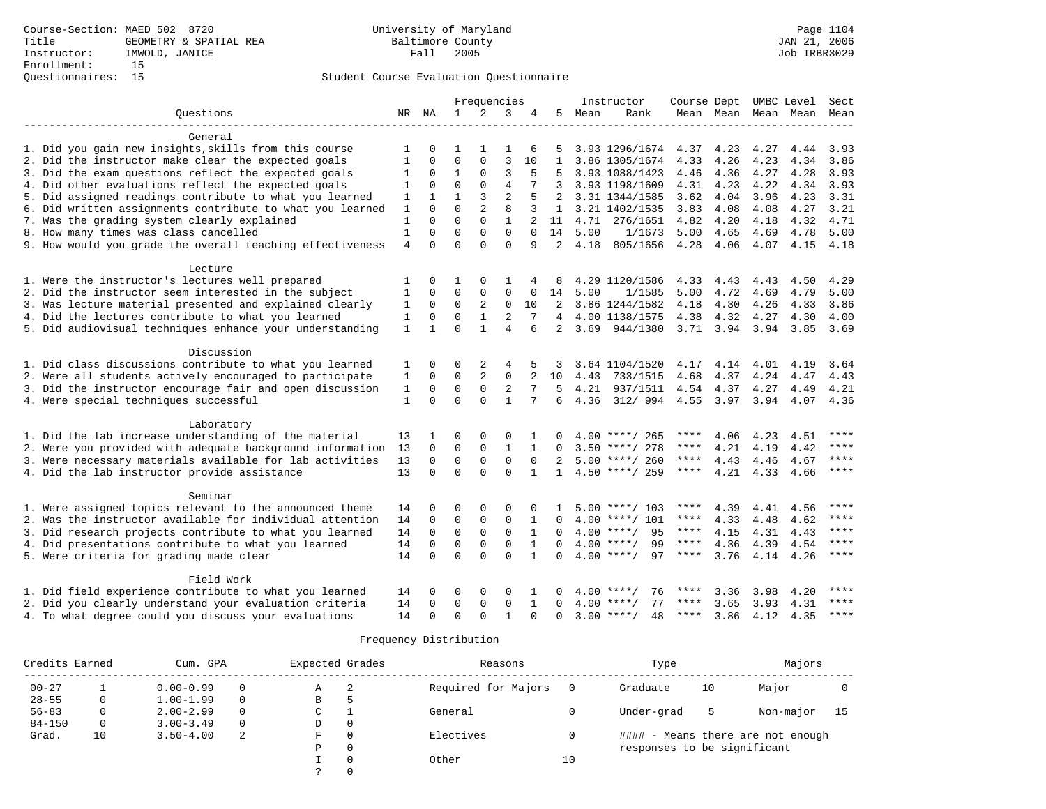Course-Section: MAED 502 8720
Title: GEOMETRY & SPATIAL REA
Instructor: IMWOLD, JANICE
Enrollment: 15
Questionnaires: 15

University of Maryland
Baltimore County
Fall 2005

JAN 21, 2006
Job IRBR3029

## Student Course Evaluation Questionnaire

| Questions | NR | NA | 1 | 2 | 3 | 4 | 5 | Instructor Mean | Rank | Course Mean | Dept Mean | UMBC Mean | Level Mean | Sect Mean |
|---|---|---|---|---|---|---|---|---|---|---|---|---|---|---|
| **General** | | | | | | | | | | | | | | |
| 1. Did you gain new insights,skills from this course | 1 | 0 | 1 | 1 | 1 | 6 | 5 | 3.93 | 1296/1674 | 4.37 | 4.23 | 4.27 | 4.44 | 3.93 |
| 2. Did the instructor make clear the expected goals | 1 | 0 | 0 | 0 | 3 | 10 | 1 | 3.86 | 1305/1674 | 4.33 | 4.26 | 4.23 | 4.34 | 3.86 |
| 3. Did the exam questions reflect the expected goals | 1 | 0 | 1 | 0 | 3 | 5 | 5 | 3.93 | 1088/1423 | 4.46 | 4.36 | 4.27 | 4.28 | 3.93 |
| 4. Did other evaluations reflect the expected goals | 1 | 0 | 0 | 0 | 4 | 7 | 3 | 3.93 | 1198/1609 | 4.31 | 4.23 | 4.22 | 4.34 | 3.93 |
| 5. Did assigned readings contribute to what you learned | 1 | 1 | 1 | 3 | 2 | 5 | 2 | 3.31 | 1344/1585 | 3.62 | 4.04 | 3.96 | 4.23 | 3.31 |
| 6. Did written assignments contribute to what you learned | 1 | 0 | 0 | 2 | 8 | 3 | 1 | 3.21 | 1402/1535 | 3.83 | 4.08 | 4.08 | 4.27 | 3.21 |
| 7. Was the grading system clearly explained | 1 | 0 | 0 | 0 | 1 | 2 | 11 | 4.71 | 276/1651 | 4.82 | 4.20 | 4.18 | 4.32 | 4.71 |
| 8. How many times was class cancelled | 1 | 0 | 0 | 0 | 0 | 0 | 14 | 5.00 | 1/1673 | 5.00 | 4.65 | 4.69 | 4.78 | 5.00 |
| 9. How would you grade the overall teaching effectiveness | 4 | 0 | 0 | 0 | 0 | 9 | 2 | 4.18 | 805/1656 | 4.28 | 4.06 | 4.07 | 4.15 | 4.18 |
| **Lecture** | | | | | | | | | | | | | | |
| 1. Were the instructor's lectures well prepared | 1 | 0 | 1 | 0 | 1 | 4 | 8 | 4.29 | 1120/1586 | 4.33 | 4.43 | 4.43 | 4.50 | 4.29 |
| 2. Did the instructor seem interested in the subject | 1 | 0 | 0 | 0 | 0 | 0 | 14 | 5.00 | 1/1585 | 5.00 | 4.72 | 4.69 | 4.79 | 5.00 |
| 3. Was lecture material presented and explained clearly | 1 | 0 | 0 | 2 | 0 | 10 | 2 | 3.86 | 1244/1582 | 4.18 | 4.30 | 4.26 | 4.33 | 3.86 |
| 4. Did the lectures contribute to what you learned | 1 | 0 | 0 | 1 | 2 | 7 | 4 | 4.00 | 1138/1575 | 4.38 | 4.32 | 4.27 | 4.30 | 4.00 |
| 5. Did audiovisual techniques enhance your understanding | 1 | 1 | 0 | 1 | 4 | 6 | 2 | 3.69 | 944/1380 | 3.71 | 3.94 | 3.94 | 3.85 | 3.69 |
| **Discussion** | | | | | | | | | | | | | | |
| 1. Did class discussions contribute to what you learned | 1 | 0 | 0 | 2 | 4 | 5 | 3 | 3.64 | 1104/1520 | 4.17 | 4.14 | 4.01 | 4.19 | 3.64 |
| 2. Were all students actively encouraged to participate | 1 | 0 | 0 | 2 | 0 | 2 | 10 | 4.43 | 733/1515 | 4.68 | 4.37 | 4.24 | 4.47 | 4.43 |
| 3. Did the instructor encourage fair and open discussion | 1 | 0 | 0 | 0 | 2 | 7 | 5 | 4.21 | 937/1511 | 4.54 | 4.37 | 4.27 | 4.49 | 4.21 |
| 4. Were special techniques successful | 1 | 0 | 0 | 0 | 1 | 7 | 6 | 4.36 | 312/ 994 | 4.55 | 3.97 | 3.94 | 4.07 | 4.36 |
| **Laboratory** | | | | | | | | | | | | | | |
| 1. Did the lab increase understanding of the material | 13 | 1 | 0 | 0 | 0 | 1 | 0 | 4.00 | ****/ 265 | **** | 4.06 | 4.23 | 4.51 | **** |
| 2. Were you provided with adequate background information | 13 | 0 | 0 | 0 | 1 | 1 | 0 | 3.50 | ****/ 278 | **** | 4.21 | 4.19 | 4.42 | **** |
| 3. Were necessary materials available for lab activities | 13 | 0 | 0 | 0 | 0 | 0 | 2 | 5.00 | ****/ 260 | **** | 4.43 | 4.46 | 4.67 | **** |
| 4. Did the lab instructor provide assistance | 13 | 0 | 0 | 0 | 0 | 1 | 1 | 4.50 | ****/ 259 | **** | 4.21 | 4.33 | 4.66 | **** |
| **Seminar** | | | | | | | | | | | | | | |
| 1. Were assigned topics relevant to the announced theme | 14 | 0 | 0 | 0 | 0 | 0 | 1 | 5.00 | ****/ 103 | **** | 4.39 | 4.41 | 4.56 | **** |
| 2. Was the instructor available for individual attention | 14 | 0 | 0 | 0 | 0 | 1 | 0 | 4.00 | ****/ 101 | **** | 4.33 | 4.48 | 4.62 | **** |
| 3. Did research projects contribute to what you learned | 14 | 0 | 0 | 0 | 0 | 1 | 0 | 4.00 | ****/ 95 | **** | 4.15 | 4.31 | 4.43 | **** |
| 4. Did presentations contribute to what you learned | 14 | 0 | 0 | 0 | 0 | 1 | 0 | 4.00 | ****/ 99 | **** | 4.36 | 4.39 | 4.54 | **** |
| 5. Were criteria for grading made clear | 14 | 0 | 0 | 0 | 0 | 1 | 0 | 4.00 | ****/ 97 | **** | 3.76 | 4.14 | 4.26 | **** |
| **Field Work** | | | | | | | | | | | | | | |
| 1. Did field experience contribute to what you learned | 14 | 0 | 0 | 0 | 0 | 1 | 0 | 4.00 | ****/ 76 | **** | 3.36 | 3.98 | 4.20 | **** |
| 2. Did you clearly understand your evaluation criteria | 14 | 0 | 0 | 0 | 0 | 1 | 0 | 4.00 | ****/ 77 | **** | 3.65 | 3.93 | 4.31 | **** |
| 4. To what degree could you discuss your evaluations | 14 | 0 | 0 | 0 | 1 | 0 | 0 | 3.00 | ****/ 48 | **** | 3.86 | 4.12 | 4.35 | **** |

## Frequency Distribution

| Credits Earned | | Cum. GPA | | Expected Grades | | Reasons | | Type | | Majors | |
|---|---|---|---|---|---|---|---|---|---|---|---|
| 00-27 | 1 | 0.00-0.99 | 0 | A | 2 | Required for Majors | 0 | Graduate | 10 | Major | 0 |
| 28-55 | 0 | 1.00-1.99 | 0 | B | 5 | | | | | | |
| 56-83 | 0 | 2.00-2.99 | 0 | C | 1 | General | 0 | Under-grad | 5 | Non-major | 15 |
| 84-150 | 0 | 3.00-3.49 | 0 | D | 0 | | | | | | |
| Grad. | 10 | 3.50-4.00 | 2 | F | 0 | Electives | 0 | #### - Means there are not enough responses to be significant | | | |
| | | | | P | 0 | | | | | | |
| | | | | I | 0 | Other | 10 | | | | |
| | | | | ? | 0 | | | | | | |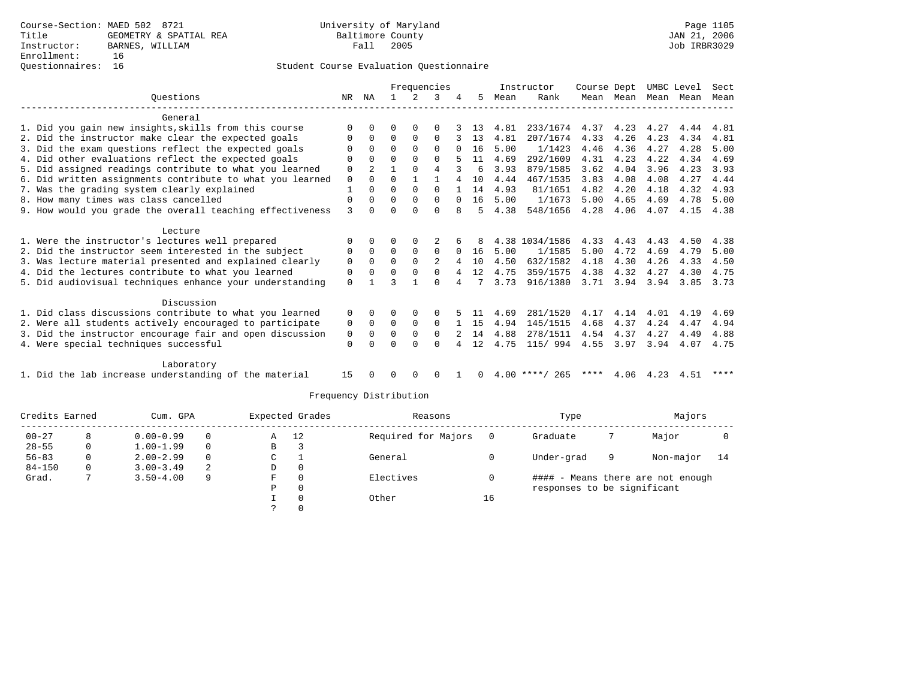Course-Section: MAED 502 8721
Title: GEOMETRY & SPATIAL REA
Instructor: BARNES, WILLIAM
Enrollment: 16
Questionnaires: 16

University of Maryland
Baltimore County
Fall 2005

JAN 21, 2006
Job IRBR3029

## Student Course Evaluation Questionnaire

| Questions | NR | NA | 1 | 2 | 3 | 4 | 5 | Instructor Mean | Instructor Rank | Course Mean | Dept Mean | UMBC Mean | Level Mean | Sect Mean |
|---|---|---|---|---|---|---|---|---|---|---|---|---|---|---|
| **General** | | | | | | | | | | | | | | |
| 1. Did you gain new insights,skills from this course | 0 | 0 | 0 | 0 | 0 | 3 | 13 | 4.81 | 233/1674 | 4.37 | 4.23 | 4.27 | 4.44 | 4.81 |
| 2. Did the instructor make clear the expected goals | 0 | 0 | 0 | 0 | 0 | 3 | 13 | 4.81 | 207/1674 | 4.33 | 4.26 | 4.23 | 4.34 | 4.81 |
| 3. Did the exam questions reflect the expected goals | 0 | 0 | 0 | 0 | 0 | 0 | 16 | 5.00 | 1/1423 | 4.46 | 4.36 | 4.27 | 4.28 | 5.00 |
| 4. Did other evaluations reflect the expected goals | 0 | 0 | 0 | 0 | 0 | 5 | 11 | 4.69 | 292/1609 | 4.31 | 4.23 | 4.22 | 4.34 | 4.69 |
| 5. Did assigned readings contribute to what you learned | 0 | 2 | 1 | 0 | 4 | 3 | 6 | 3.93 | 879/1585 | 3.62 | 4.04 | 3.96 | 4.23 | 3.93 |
| 6. Did written assignments contribute to what you learned | 0 | 0 | 0 | 1 | 1 | 4 | 10 | 4.44 | 467/1535 | 3.83 | 4.08 | 4.08 | 4.27 | 4.44 |
| 7. Was the grading system clearly explained | 1 | 0 | 0 | 0 | 0 | 1 | 14 | 4.93 | 81/1651 | 4.82 | 4.20 | 4.18 | 4.32 | 4.93 |
| 8. How many times was class cancelled | 0 | 0 | 0 | 0 | 0 | 0 | 16 | 5.00 | 1/1673 | 5.00 | 4.65 | 4.69 | 4.78 | 5.00 |
| 9. How would you grade the overall teaching effectiveness | 3 | 0 | 0 | 0 | 0 | 8 | 5 | 4.38 | 548/1656 | 4.28 | 4.06 | 4.07 | 4.15 | 4.38 |
| **Lecture** | | | | | | | | | | | | | | |
| 1. Were the instructor's lectures well prepared | 0 | 0 | 0 | 0 | 2 | 6 | 8 | 4.38 | 1034/1586 | 4.33 | 4.43 | 4.43 | 4.50 | 4.38 |
| 2. Did the instructor seem interested in the subject | 0 | 0 | 0 | 0 | 0 | 0 | 16 | 5.00 | 1/1585 | 5.00 | 4.72 | 4.69 | 4.79 | 5.00 |
| 3. Was lecture material presented and explained clearly | 0 | 0 | 0 | 0 | 2 | 4 | 10 | 4.50 | 632/1582 | 4.18 | 4.30 | 4.26 | 4.33 | 4.50 |
| 4. Did the lectures contribute to what you learned | 0 | 0 | 0 | 0 | 0 | 4 | 12 | 4.75 | 359/1575 | 4.38 | 4.32 | 4.27 | 4.30 | 4.75 |
| 5. Did audiovisual techniques enhance your understanding | 0 | 1 | 3 | 1 | 0 | 4 | 7 | 3.73 | 916/1380 | 3.71 | 3.94 | 3.94 | 3.85 | 3.73 |
| **Discussion** | | | | | | | | | | | | | | |
| 1. Did class discussions contribute to what you learned | 0 | 0 | 0 | 0 | 0 | 5 | 11 | 4.69 | 281/1520 | 4.17 | 4.14 | 4.01 | 4.19 | 4.69 |
| 2. Were all students actively encouraged to participate | 0 | 0 | 0 | 0 | 0 | 1 | 15 | 4.94 | 145/1515 | 4.68 | 4.37 | 4.24 | 4.47 | 4.94 |
| 3. Did the instructor encourage fair and open discussion | 0 | 0 | 0 | 0 | 0 | 2 | 14 | 4.88 | 278/1511 | 4.54 | 4.37 | 4.27 | 4.49 | 4.88 |
| 4. Were special techniques successful | 0 | 0 | 0 | 0 | 0 | 4 | 12 | 4.75 | 115/ 994 | 4.55 | 3.97 | 3.94 | 4.07 | 4.75 |
| **Laboratory** | | | | | | | | | | | | | | |
| 1. Did the lab increase understanding of the material | 15 | 0 | 0 | 0 | 0 | 1 | 0 | 4.00 | ****/ 265 | **** | 4.06 | 4.23 | 4.51 | **** |

## Frequency Distribution

| Credits Earned | | Cum. GPA | | Expected Grades | | Reasons | | Type | | Majors | |
|---|---|---|---|---|---|---|---|---|---|---|---|
| 00-27 | 8 | 0.00-0.99 | 0 | A | 12 | Required for Majors | 0 | Graduate | 7 | Major | 0 |
| 28-55 | 0 | 1.00-1.99 | 0 | B | 3 | | | | | | |
| 56-83 | 0 | 2.00-2.99 | 0 | C | 1 | General | 0 | Under-grad | 9 | Non-major | 14 |
| 84-150 | 0 | 3.00-3.49 | 2 | D | 0 | | | | | | |
| Grad. | 7 | 3.50-4.00 | 9 | F | 0 | Electives | 0 | #### - Means there are not enough responses to be significant | | | |
| | | | | P | 0 | | | | | | |
| | | | | I | 0 | Other | 16 | | | | |
| | | | | ? | 0 | | | | | | |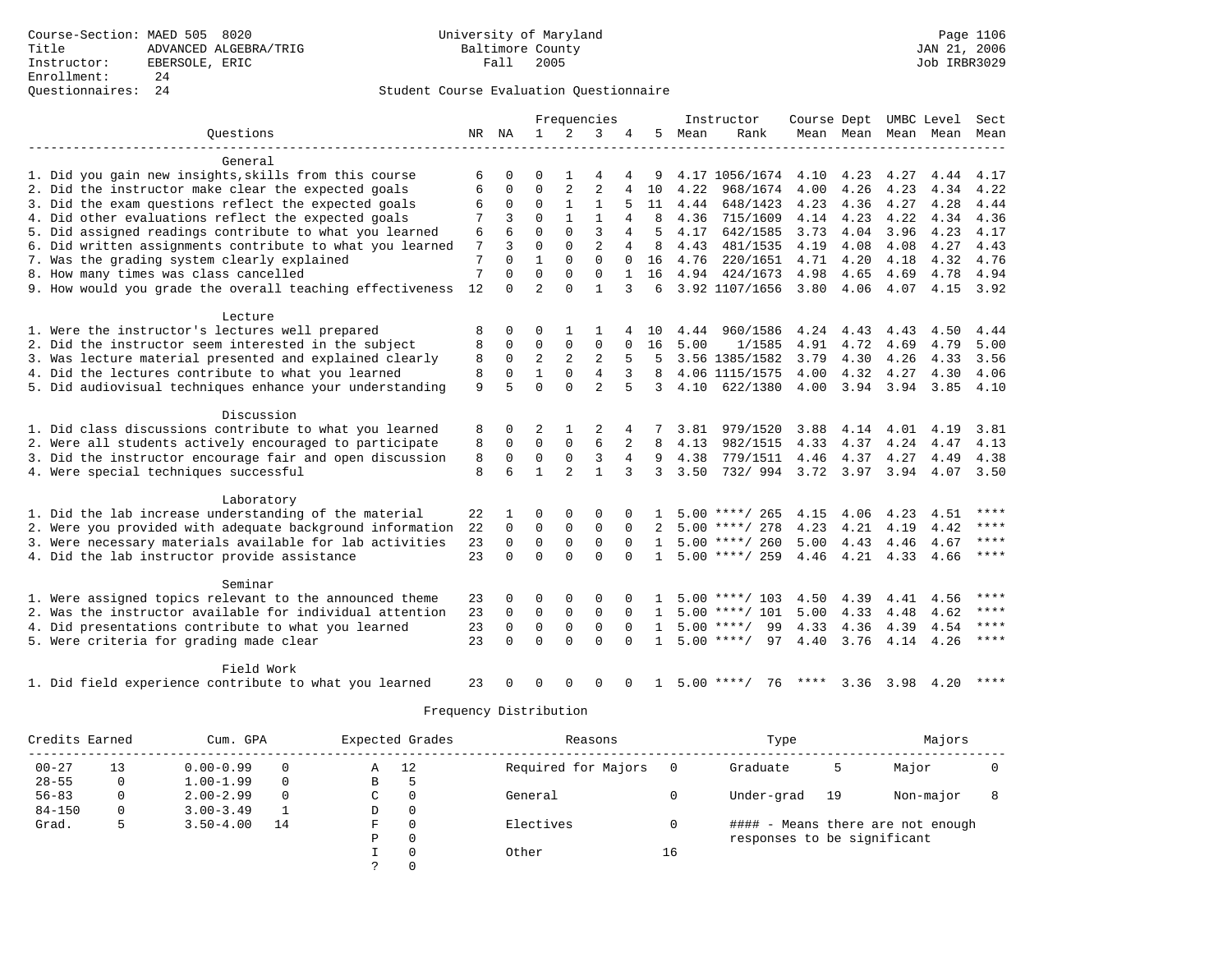Course-Section: MAED 505 8020
Title: ADVANCED ALGEBRA/TRIG
Instructor: EBERSOLE, ERIC
Enrollment: 24
Questionnaires: 24

University of Maryland
Baltimore County
Fall 2005

JAN 21, 2006
Job IRBR3029

## Student Course Evaluation Questionnaire

| Questions | NR | NA | 1 | 2 | 3 | 4 | 5 | Instructor Mean | Instructor Rank | Course Mean | Dept Mean | UMBC Mean | Level Mean | Sect Mean |
|---|---|---|---|---|---|---|---|---|---|---|---|---|---|---|
| **General** | | | | | | | | | | | | | | |
| 1. Did you gain new insights,skills from this course | 6 | 0 | 0 | 1 | 4 | 4 | 9 | 4.17 | 1056/1674 | 4.10 | 4.23 | 4.27 | 4.44 | 4.17 |
| 2. Did the instructor make clear the expected goals | 6 | 0 | 0 | 2 | 2 | 4 | 10 | 4.22 | 968/1674 | 4.00 | 4.26 | 4.23 | 4.34 | 4.22 |
| 3. Did the exam questions reflect the expected goals | 6 | 0 | 0 | 1 | 1 | 5 | 11 | 4.44 | 648/1423 | 4.23 | 4.36 | 4.27 | 4.28 | 4.44 |
| 4. Did other evaluations reflect the expected goals | 7 | 3 | 0 | 1 | 1 | 4 | 8 | 4.36 | 715/1609 | 4.14 | 4.23 | 4.22 | 4.34 | 4.36 |
| 5. Did assigned readings contribute to what you learned | 6 | 6 | 0 | 0 | 3 | 4 | 5 | 4.17 | 642/1585 | 3.73 | 4.04 | 3.96 | 4.23 | 4.17 |
| 6. Did written assignments contribute to what you learned | 7 | 3 | 0 | 0 | 2 | 4 | 8 | 4.43 | 481/1535 | 4.19 | 4.08 | 4.08 | 4.27 | 4.43 |
| 7. Was the grading system clearly explained | 7 | 0 | 1 | 0 | 0 | 0 | 16 | 4.76 | 220/1651 | 4.71 | 4.20 | 4.18 | 4.32 | 4.76 |
| 8. How many times was class cancelled | 7 | 0 | 0 | 0 | 0 | 1 | 16 | 4.94 | 424/1673 | 4.98 | 4.65 | 4.69 | 4.78 | 4.94 |
| 9. How would you grade the overall teaching effectiveness | 12 | 0 | 2 | 0 | 1 | 3 | 6 | 3.92 | 1107/1656 | 3.80 | 4.06 | 4.07 | 4.15 | 3.92 |
| **Lecture** | | | | | | | | | | | | | | |
| 1. Were the instructor's lectures well prepared | 8 | 0 | 0 | 1 | 1 | 4 | 10 | 4.44 | 960/1586 | 4.24 | 4.43 | 4.43 | 4.50 | 4.44 |
| 2. Did the instructor seem interested in the subject | 8 | 0 | 0 | 0 | 0 | 0 | 16 | 5.00 | 1/1585 | 4.91 | 4.72 | 4.69 | 4.79 | 5.00 |
| 3. Was lecture material presented and explained clearly | 8 | 0 | 2 | 2 | 2 | 5 | 5 | 3.56 | 1385/1582 | 3.79 | 4.30 | 4.26 | 4.33 | 3.56 |
| 4. Did the lectures contribute to what you learned | 8 | 0 | 1 | 0 | 4 | 3 | 8 | 4.06 | 1115/1575 | 4.00 | 4.32 | 4.27 | 4.30 | 4.06 |
| 5. Did audiovisual techniques enhance your understanding | 9 | 5 | 0 | 0 | 2 | 5 | 3 | 4.10 | 622/1380 | 4.00 | 3.94 | 3.94 | 3.85 | 4.10 |
| **Discussion** | | | | | | | | | | | | | | |
| 1. Did class discussions contribute to what you learned | 8 | 0 | 2 | 1 | 2 | 4 | 7 | 3.81 | 979/1520 | 3.88 | 4.14 | 4.01 | 4.19 | 3.81 |
| 2. Were all students actively encouraged to participate | 8 | 0 | 0 | 0 | 6 | 2 | 8 | 4.13 | 982/1515 | 4.33 | 4.37 | 4.24 | 4.47 | 4.13 |
| 3. Did the instructor encourage fair and open discussion | 8 | 0 | 0 | 0 | 3 | 4 | 9 | 4.38 | 779/1511 | 4.46 | 4.37 | 4.27 | 4.49 | 4.38 |
| 4. Were special techniques successful | 8 | 6 | 1 | 2 | 1 | 3 | 3 | 3.50 | 732/ 994 | 3.72 | 3.97 | 3.94 | 4.07 | 3.50 |
| **Laboratory** | | | | | | | | | | | | | | |
| 1. Did the lab increase understanding of the material | 22 | 1 | 0 | 0 | 0 | 0 | 1 | 5.00 | ****/ 265 | 4.15 | 4.06 | 4.23 | 4.51 | **** |
| 2. Were you provided with adequate background information | 22 | 0 | 0 | 0 | 0 | 0 | 2 | 5.00 | ****/ 278 | 4.23 | 4.21 | 4.19 | 4.42 | **** |
| 3. Were necessary materials available for lab activities | 23 | 0 | 0 | 0 | 0 | 0 | 1 | 5.00 | ****/ 260 | 5.00 | 4.43 | 4.46 | 4.67 | **** |
| 4. Did the lab instructor provide assistance | 23 | 0 | 0 | 0 | 0 | 0 | 1 | 5.00 | ****/ 259 | 4.46 | 4.21 | 4.33 | 4.66 | **** |
| **Seminar** | | | | | | | | | | | | | | |
| 1. Were assigned topics relevant to the announced theme | 23 | 0 | 0 | 0 | 0 | 0 | 1 | 5.00 | ****/ 103 | 4.50 | 4.39 | 4.41 | 4.56 | **** |
| 2. Was the instructor available for individual attention | 23 | 0 | 0 | 0 | 0 | 0 | 1 | 5.00 | ****/ 101 | 5.00 | 4.33 | 4.48 | 4.62 | **** |
| 4. Did presentations contribute to what you learned | 23 | 0 | 0 | 0 | 0 | 0 | 1 | 5.00 | ****/ 99 | 4.33 | 4.36 | 4.39 | 4.54 | **** |
| 5. Were criteria for grading made clear | 23 | 0 | 0 | 0 | 0 | 0 | 1 | 5.00 | ****/ 97 | 4.40 | 3.76 | 4.14 | 4.26 | **** |
| **Field Work** | | | | | | | | | | | | | | |
| 1. Did field experience contribute to what you learned | 23 | 0 | 0 | 0 | 0 | 0 | 1 | 5.00 | ****/ 76 | **** | 3.36 | 3.98 | 4.20 | **** |

## Frequency Distribution

| Credits Earned | | Cum. GPA | | Expected Grades | | Reasons | | Type | | Majors | |
|---|---|---|---|---|---|---|---|---|---|---|---|
| 00-27 | 13 | 0.00-0.99 | 0 | A | 12 | Required for Majors | 0 | Graduate | 5 | Major | 0 |
| 28-55 | 0 | 1.00-1.99 | 0 | B | 5 | | | | | | |
| 56-83 | 0 | 2.00-2.99 | 0 | C | 0 | General | 0 | Under-grad | 19 | Non-major | 8 |
| 84-150 | 0 | 3.00-3.49 | 1 | D | 0 | | | | | | |
| Grad. | 5 | 3.50-4.00 | 14 | F | 0 | Electives | 0 | | | | |
| | | | | P | 0 | | | | | | |
| | | | | I | 0 | Other | 16 | | | | |
| | | | | ? | 0 | | | | | | |

#### - Means there are not enough responses to be significant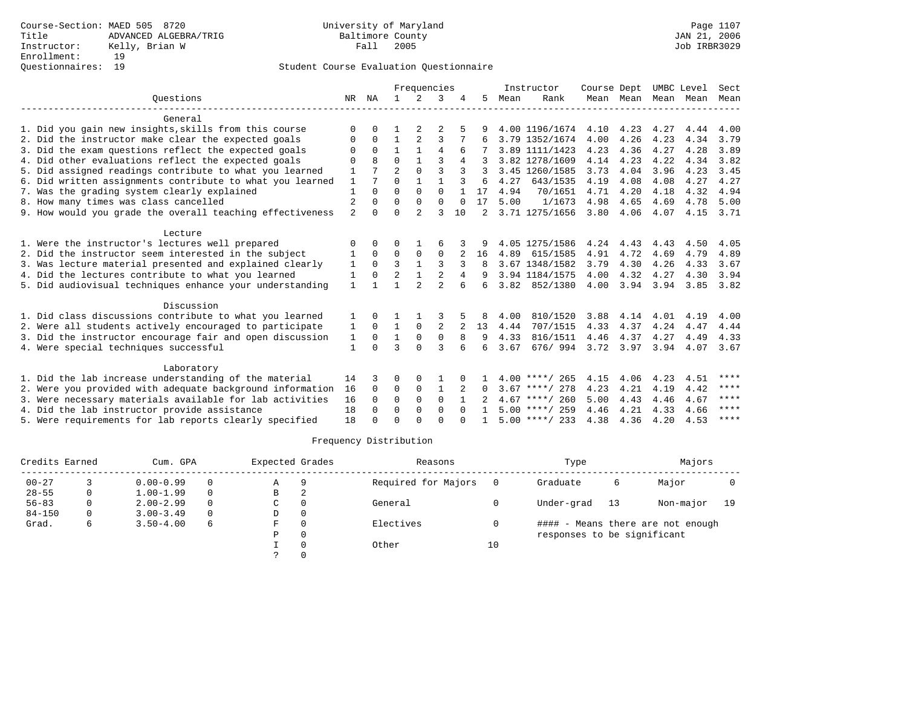Course-Section: MAED 505 8720
Title: ADVANCED ALGEBRA/TRIG
Instructor: Kelly, Brian W
Enrollment: 19
Questionnaires: 19

University of Maryland
Baltimore County
Fall 2005

JAN 21, 2006
Job IRBR3029

Student Course Evaluation Questionnaire

| Questions | NR | NA | 1 | 2 | 3 | 4 | 5 | Instructor Mean | Instructor Rank | Course Mean | Dept Mean | UMBC Mean | Level Mean | Sect Mean |
|---|---|---|---|---|---|---|---|---|---|---|---|---|---|---|
| **General** | | | | | | | | | | | | | | |
| 1. Did you gain new insights,skills from this course | 0 | 0 | 1 | 2 | 2 | 5 | 9 | 4.00 | 1196/1674 | 4.10 | 4.23 | 4.27 | 4.44 | 4.00 |
| 2. Did the instructor make clear the expected goals | 0 | 0 | 1 | 2 | 3 | 7 | 6 | 3.79 | 1352/1674 | 4.00 | 4.26 | 4.23 | 4.34 | 3.79 |
| 3. Did the exam questions reflect the expected goals | 0 | 0 | 1 | 1 | 4 | 6 | 7 | 3.89 | 1111/1423 | 4.23 | 4.36 | 4.27 | 4.28 | 3.89 |
| 4. Did other evaluations reflect the expected goals | 0 | 8 | 0 | 1 | 3 | 4 | 3 | 3.82 | 1278/1609 | 4.14 | 4.23 | 4.22 | 4.34 | 3.82 |
| 5. Did assigned readings contribute to what you learned | 1 | 7 | 2 | 0 | 3 | 3 | 3 | 3.45 | 1260/1585 | 3.73 | 4.04 | 3.96 | 4.23 | 3.45 |
| 6. Did written assignments contribute to what you learned | 1 | 7 | 0 | 1 | 1 | 3 | 6 | 4.27 | 643/1535 | 4.19 | 4.08 | 4.08 | 4.27 | 4.27 |
| 7. Was the grading system clearly explained | 1 | 0 | 0 | 0 | 0 | 1 | 17 | 4.94 | 70/1651 | 4.71 | 4.20 | 4.18 | 4.32 | 4.94 |
| 8. How many times was class cancelled | 2 | 0 | 0 | 0 | 0 | 0 | 17 | 5.00 | 1/1673 | 4.98 | 4.65 | 4.69 | 4.78 | 5.00 |
| 9. How would you grade the overall teaching effectiveness | 2 | 0 | 0 | 2 | 3 | 10 | 2 | 3.71 | 1275/1656 | 3.80 | 4.06 | 4.07 | 4.15 | 3.71 |
| **Lecture** | | | | | | | | | | | | | | |
| 1. Were the instructor's lectures well prepared | 0 | 0 | 0 | 1 | 6 | 3 | 9 | 4.05 | 1275/1586 | 4.24 | 4.43 | 4.43 | 4.50 | 4.05 |
| 2. Did the instructor seem interested in the subject | 1 | 0 | 0 | 0 | 0 | 2 | 16 | 4.89 | 615/1585 | 4.91 | 4.72 | 4.69 | 4.79 | 4.89 |
| 3. Was lecture material presented and explained clearly | 1 | 0 | 3 | 1 | 3 | 3 | 8 | 3.67 | 1348/1582 | 3.79 | 4.30 | 4.26 | 4.33 | 3.67 |
| 4. Did the lectures contribute to what you learned | 1 | 0 | 2 | 1 | 2 | 4 | 9 | 3.94 | 1184/1575 | 4.00 | 4.32 | 4.27 | 4.30 | 3.94 |
| 5. Did audiovisual techniques enhance your understanding | 1 | 1 | 1 | 2 | 2 | 6 | 6 | 3.82 | 852/1380 | 4.00 | 3.94 | 3.94 | 3.85 | 3.82 |
| **Discussion** | | | | | | | | | | | | | | |
| 1. Did class discussions contribute to what you learned | 1 | 0 | 1 | 1 | 3 | 5 | 8 | 4.00 | 810/1520 | 3.88 | 4.14 | 4.01 | 4.19 | 4.00 |
| 2. Were all students actively encouraged to participate | 1 | 0 | 1 | 0 | 2 | 2 | 13 | 4.44 | 707/1515 | 4.33 | 4.37 | 4.24 | 4.47 | 4.44 |
| 3. Did the instructor encourage fair and open discussion | 1 | 0 | 1 | 0 | 0 | 8 | 9 | 4.33 | 816/1511 | 4.46 | 4.37 | 4.27 | 4.49 | 4.33 |
| 4. Were special techniques successful | 1 | 0 | 3 | 0 | 3 | 6 | 6 | 3.67 | 676/ 994 | 3.72 | 3.97 | 3.94 | 4.07 | 3.67 |
| **Laboratory** | | | | | | | | | | | | | | |
| 1. Did the lab increase understanding of the material | 14 | 3 | 0 | 0 | 1 | 0 | 1 | 4.00 | ****/ 265 | 4.15 | 4.06 | 4.23 | 4.51 | **** |
| 2. Were you provided with adequate background information | 16 | 0 | 0 | 0 | 1 | 2 | 0 | 3.67 | ****/ 278 | 4.23 | 4.21 | 4.19 | 4.42 | **** |
| 3. Were necessary materials available for lab activities | 16 | 0 | 0 | 0 | 0 | 1 | 2 | 4.67 | ****/ 260 | 5.00 | 4.43 | 4.46 | 4.67 | **** |
| 4. Did the lab instructor provide assistance | 18 | 0 | 0 | 0 | 0 | 0 | 1 | 5.00 | ****/ 259 | 4.46 | 4.21 | 4.33 | 4.66 | **** |
| 5. Were requirements for lab reports clearly specified | 18 | 0 | 0 | 0 | 0 | 0 | 1 | 5.00 | ****/ 233 | 4.38 | 4.36 | 4.20 | 4.53 | **** |

Frequency Distribution

| Credits Earned | | Cum. GPA | | Expected Grades | | Reasons | | Type | | Majors | |
|---|---|---|---|---|---|---|---|---|---|---|---|
| 00-27 | 3 | 0.00-0.99 | 0 | A | 9 | Required for Majors | 0 | Graduate | 6 | Major | 0 |
| 28-55 | 0 | 1.00-1.99 | 0 | B | 2 | | | | | | |
| 56-83 | 0 | 2.00-2.99 | 0 | C | 0 | General | 0 | Under-grad | 13 | Non-major | 19 |
| 84-150 | 0 | 3.00-3.49 | 0 | D | 0 | | | | | | |
| Grad. | 6 | 3.50-4.00 | 6 | F | 0 | Electives | 0 | #### - Means there are not enough responses to be significant | | | |
| | | | | P | 0 | | | | | | |
| | | | | I | 0 | Other | 10 | | | | |
| | | | | ? | 0 | | | | | | |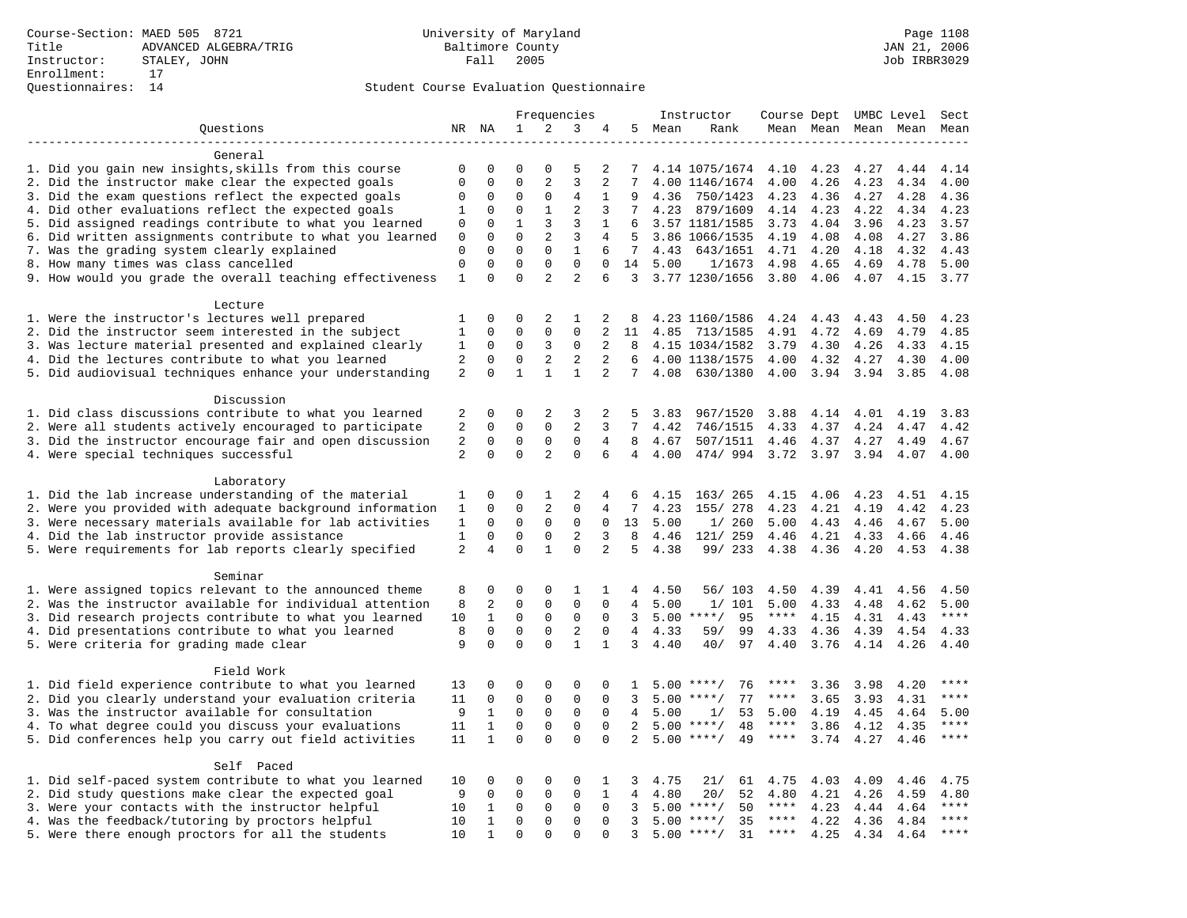Course-Section: MAED 505 8721
Title: ADVANCED ALGEBRA/TRIG
Instructor: STALEY, JOHN
Enrollment: 17
Questionnaires: 14

University of Maryland
Baltimore County
Fall 2005

JAN 21, 2006
Job IRBR3029

## Student Course Evaluation Questionnaire

| Questions | NR | NA | 1 | 2 | 3 | 4 | 5 | Instructor Mean | Rank | Course Mean | Dept Mean | UMBC Mean | Level Mean | Sect Mean |
|---|---|---|---|---|---|---|---|---|---|---|---|---|---|---|
| **General** | | | | | | | | | | | | | | |
| 1. Did you gain new insights,skills from this course | 0 | 0 | 0 | 0 | 5 | 2 | 7 | 4.14 | 1075/1674 | 4.10 | 4.23 | 4.27 | 4.44 | 4.14 |
| 2. Did the instructor make clear the expected goals | 0 | 0 | 0 | 2 | 3 | 2 | 7 | 4.00 | 1146/1674 | 4.00 | 4.26 | 4.23 | 4.34 | 4.00 |
| 3. Did the exam questions reflect the expected goals | 0 | 0 | 0 | 0 | 4 | 1 | 9 | 4.36 | 750/1423 | 4.23 | 4.36 | 4.27 | 4.28 | 4.36 |
| 4. Did other evaluations reflect the expected goals | 1 | 0 | 0 | 1 | 2 | 3 | 7 | 4.23 | 879/1609 | 4.14 | 4.23 | 4.22 | 4.34 | 4.23 |
| 5. Did assigned readings contribute to what you learned | 0 | 0 | 1 | 3 | 3 | 1 | 6 | 3.57 | 1181/1585 | 3.73 | 4.04 | 3.96 | 4.23 | 3.57 |
| 6. Did written assignments contribute to what you learned | 0 | 0 | 0 | 2 | 3 | 4 | 5 | 3.86 | 1066/1535 | 4.19 | 4.08 | 4.08 | 4.27 | 3.86 |
| 7. Was the grading system clearly explained | 0 | 0 | 0 | 0 | 1 | 6 | 7 | 4.43 | 643/1651 | 4.71 | 4.20 | 4.18 | 4.32 | 4.43 |
| 8. How many times was class cancelled | 0 | 0 | 0 | 0 | 0 | 0 | 14 | 5.00 | 1/1673 | 4.98 | 4.65 | 4.69 | 4.78 | 5.00 |
| 9. How would you grade the overall teaching effectiveness | 1 | 0 | 0 | 2 | 2 | 6 | 3 | 3.77 | 1230/1656 | 3.80 | 4.06 | 4.07 | 4.15 | 3.77 |
| **Lecture** | | | | | | | | | | | | | | |
| 1. Were the instructor's lectures well prepared | 1 | 0 | 0 | 2 | 1 | 2 | 8 | 4.23 | 1160/1586 | 4.24 | 4.43 | 4.43 | 4.50 | 4.23 |
| 2. Did the instructor seem interested in the subject | 1 | 0 | 0 | 0 | 0 | 2 | 11 | 4.85 | 713/1585 | 4.91 | 4.72 | 4.69 | 4.79 | 4.85 |
| 3. Was lecture material presented and explained clearly | 1 | 0 | 0 | 3 | 0 | 2 | 8 | 4.15 | 1034/1582 | 3.79 | 4.30 | 4.26 | 4.33 | 4.15 |
| 4. Did the lectures contribute to what you learned | 2 | 0 | 0 | 2 | 2 | 2 | 6 | 4.00 | 1138/1575 | 4.00 | 4.32 | 4.27 | 4.30 | 4.00 |
| 5. Did audiovisual techniques enhance your understanding | 2 | 0 | 1 | 1 | 1 | 2 | 7 | 4.08 | 630/1380 | 4.00 | 3.94 | 3.94 | 3.85 | 4.08 |
| **Discussion** | | | | | | | | | | | | | | |
| 1. Did class discussions contribute to what you learned | 2 | 0 | 0 | 2 | 3 | 2 | 5 | 3.83 | 967/1520 | 3.88 | 4.14 | 4.01 | 4.19 | 3.83 |
| 2. Were all students actively encouraged to participate | 2 | 0 | 0 | 0 | 2 | 3 | 7 | 4.42 | 746/1515 | 4.33 | 4.37 | 4.24 | 4.47 | 4.42 |
| 3. Did the instructor encourage fair and open discussion | 2 | 0 | 0 | 0 | 0 | 4 | 8 | 4.67 | 507/1511 | 4.46 | 4.37 | 4.27 | 4.49 | 4.67 |
| 4. Were special techniques successful | 2 | 0 | 0 | 2 | 0 | 6 | 4 | 4.00 | 474/ 994 | 3.72 | 3.97 | 3.94 | 4.07 | 4.00 |
| **Laboratory** | | | | | | | | | | | | | | |
| 1. Did the lab increase understanding of the material | 1 | 0 | 0 | 1 | 2 | 4 | 6 | 4.15 | 163/ 265 | 4.15 | 4.06 | 4.23 | 4.51 | 4.15 |
| 2. Were you provided with adequate background information | 1 | 0 | 0 | 2 | 0 | 4 | 7 | 4.23 | 155/ 278 | 4.23 | 4.21 | 4.19 | 4.42 | 4.23 |
| 3. Were necessary materials available for lab activities | 1 | 0 | 0 | 0 | 0 | 0 | 13 | 5.00 | 1/ 260 | 5.00 | 4.43 | 4.46 | 4.67 | 5.00 |
| 4. Did the lab instructor provide assistance | 1 | 0 | 0 | 0 | 2 | 3 | 8 | 4.46 | 121/ 259 | 4.46 | 4.21 | 4.33 | 4.66 | 4.46 |
| 5. Were requirements for lab reports clearly specified | 2 | 4 | 0 | 1 | 0 | 2 | 5 | 4.38 | 99/ 233 | 4.38 | 4.36 | 4.20 | 4.53 | 4.38 |
| **Seminar** | | | | | | | | | | | | | | |
| 1. Were assigned topics relevant to the announced theme | 8 | 0 | 0 | 0 | 1 | 1 | 4 | 4.50 | 56/ 103 | 4.50 | 4.39 | 4.41 | 4.56 | 4.50 |
| 2. Was the instructor available for individual attention | 8 | 2 | 0 | 0 | 0 | 0 | 4 | 5.00 | 1/ 101 | 5.00 | 4.33 | 4.48 | 4.62 | 5.00 |
| 3. Did research projects contribute to what you learned | 10 | 1 | 0 | 0 | 0 | 0 | 3 | 5.00 | ****/ 95 | **** | 4.15 | 4.31 | 4.43 | **** |
| 4. Did presentations contribute to what you learned | 8 | 0 | 0 | 0 | 2 | 0 | 4 | 4.33 | 59/ 99 | 4.33 | 4.36 | 4.39 | 4.54 | 4.33 |
| 5. Were criteria for grading made clear | 9 | 0 | 0 | 0 | 1 | 1 | 3 | 4.40 | 40/ 97 | 4.40 | 3.76 | 4.14 | 4.26 | 4.40 |
| **Field Work** | | | | | | | | | | | | | | |
| 1. Did field experience contribute to what you learned | 13 | 0 | 0 | 0 | 0 | 0 | 1 | 5.00 | ****/ 76 | **** | 3.36 | 3.98 | 4.20 | **** |
| 2. Did you clearly understand your evaluation criteria | 11 | 0 | 0 | 0 | 0 | 0 | 3 | 5.00 | ****/ 77 | **** | 3.65 | 3.93 | 4.31 | **** |
| 3. Was the instructor available for consultation | 9 | 1 | 0 | 0 | 0 | 0 | 4 | 5.00 | 1/ 53 | 5.00 | 4.19 | 4.45 | 4.64 | 5.00 |
| 4. To what degree could you discuss your evaluations | 11 | 1 | 0 | 0 | 0 | 0 | 2 | 5.00 | ****/ 48 | **** | 3.86 | 4.12 | 4.35 | **** |
| 5. Did conferences help you carry out field activities | 11 | 1 | 0 | 0 | 0 | 0 | 2 | 5.00 | ****/ 49 | **** | 3.74 | 4.27 | 4.46 | **** |
| **Self Paced** | | | | | | | | | | | | | | |
| 1. Did self-paced system contribute to what you learned | 10 | 0 | 0 | 0 | 0 | 1 | 3 | 4.75 | 21/ 61 | 4.75 | 4.03 | 4.09 | 4.46 | 4.75 |
| 2. Did study questions make clear the expected goal | 9 | 0 | 0 | 0 | 0 | 1 | 4 | 4.80 | 20/ 52 | 4.80 | 4.21 | 4.26 | 4.59 | 4.80 |
| 3. Were your contacts with the instructor helpful | 10 | 1 | 0 | 0 | 0 | 0 | 3 | 5.00 | ****/ 50 | **** | 4.23 | 4.44 | 4.64 | **** |
| 4. Was the feedback/tutoring by proctors helpful | 10 | 1 | 0 | 0 | 0 | 0 | 3 | 5.00 | ****/ 35 | **** | 4.22 | 4.36 | 4.84 | **** |
| 5. Were there enough proctors for all the students | 10 | 1 | 0 | 0 | 0 | 0 | 3 | 5.00 | ****/ 31 | **** | 4.25 | 4.34 | 4.64 | **** |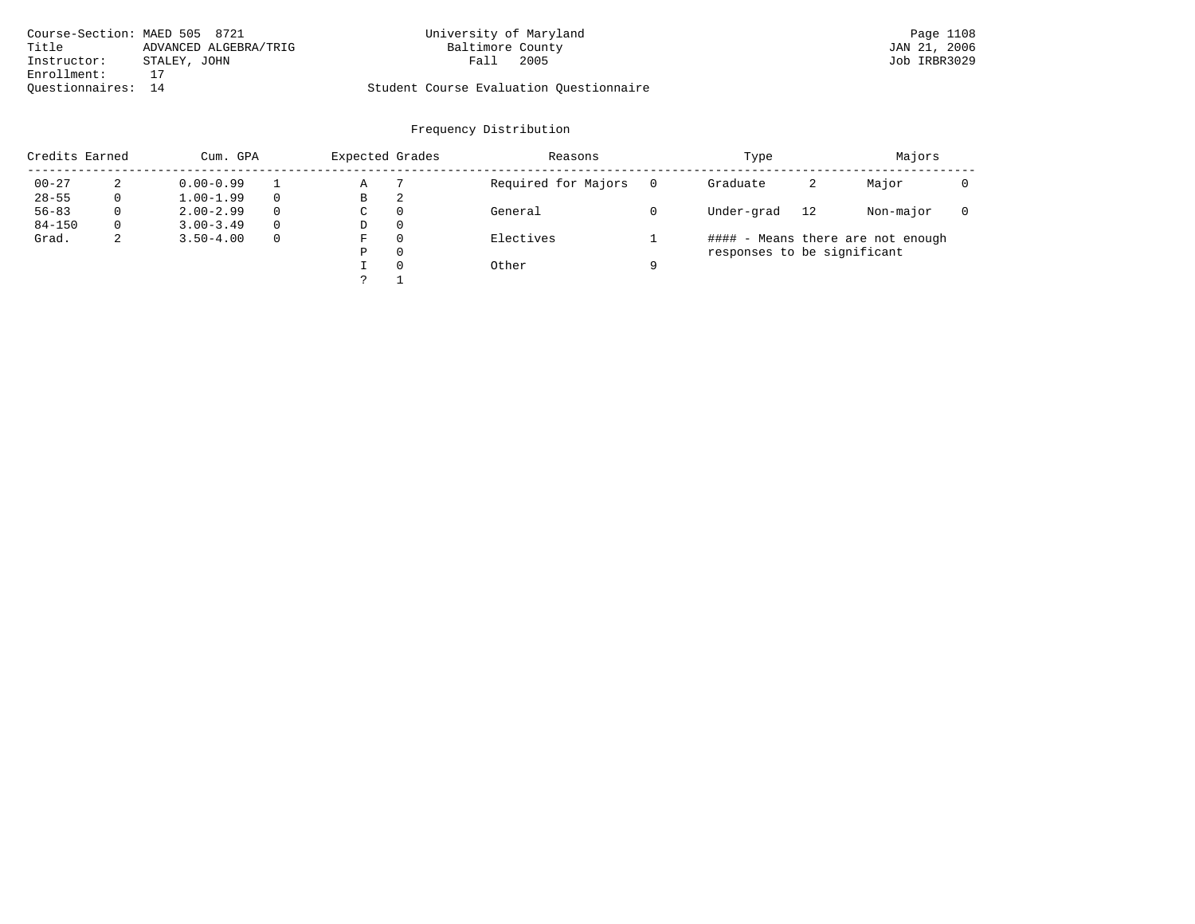Course-Section: MAED 505 8721
Title: ADVANCED ALGEBRA/TRIG
Instructor: STALEY, JOHN
Enrollment: 17
Questionnaires: 14

University of Maryland
Baltimore County
Fall 2005

Page 1108
JAN 21, 2006
Job IRBR3029

Student Course Evaluation Questionnaire

## Frequency Distribution

| Credits Earned | | Cum. GPA | | Expected Grades | | Reasons | | Type | | Majors | |
|---|---|---|---|---|---|---|---|---|---|---|---|
| 00-27 | 2 | 0.00-0.99 | 1 | A | 7 | Required for Majors | 0 | Graduate | 2 | Major | 0 |
| 28-55 | 0 | 1.00-1.99 | 0 | B | 2 | | | | | | |
| 56-83 | 0 | 2.00-2.99 | 0 | C | 0 | General | 0 | Under-grad | 12 | Non-major | 0 |
| 84-150 | 0 | 3.00-3.49 | 0 | D | 0 | | | | | | |
| Grad. | 2 | 3.50-4.00 | 0 | F | 0 | Electives | 1 | | | | |
| | | | | P | 0 | | | | | | |
| | | | | I | 0 | Other | 9 | | | | |
| | | | | ? | 1 | | | | | | |

#### - Means there are not enough responses to be significant